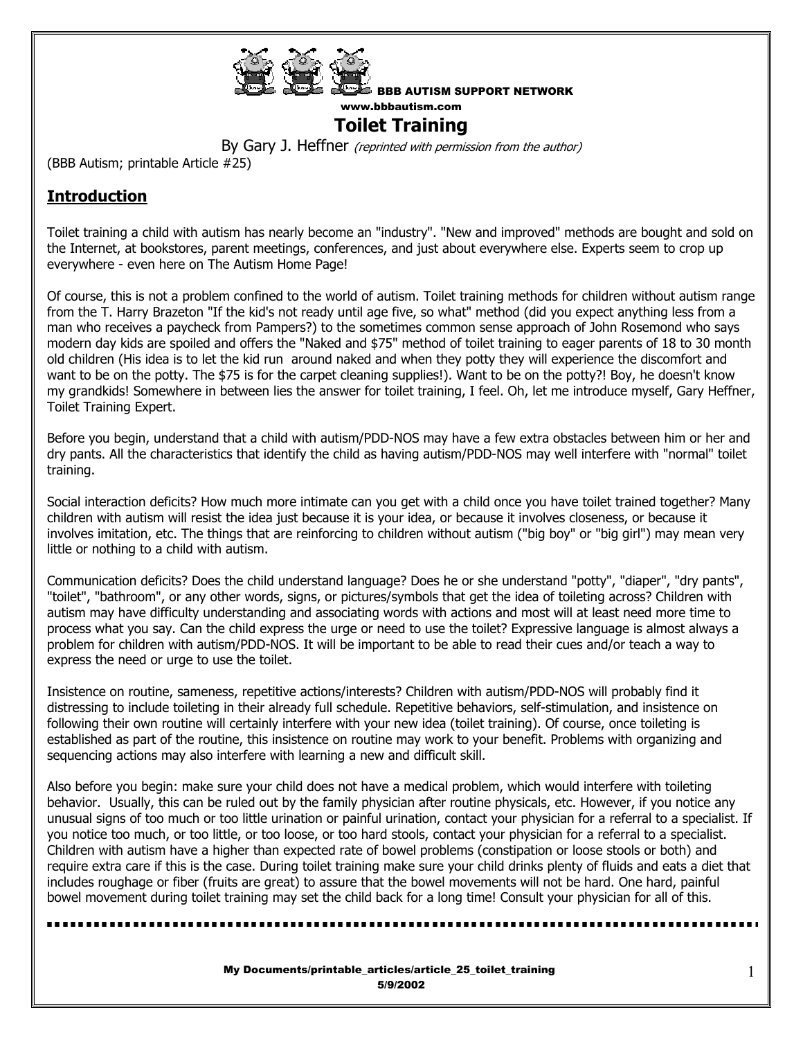BBB AUTISM SUPPORT NETWORK
www.bbbautism.com

# Toilet Training

By Gary J. Heffner *(reprinted with permission from the author)*

(BBB Autism; printable Article #25)

## Introduction

Toilet training a child with autism has nearly become an "industry". "New and improved" methods are bought and sold on the Internet, at bookstores, parent meetings, conferences, and just about everywhere else. Experts seem to crop up everywhere - even here on The Autism Home Page!

Of course, this is not a problem confined to the world of autism. Toilet training methods for children without autism range from the T. Harry Brazeton "If the kid's not ready until age five, so what" method (did you expect anything less from a man who receives a paycheck from Pampers?) to the sometimes common sense approach of John Rosemond who says modern day kids are spoiled and offers the "Naked and $75" method of toilet training to eager parents of 18 to 30 month old children (His idea is to let the kid run around naked and when they potty they will experience the discomfort and want to be on the potty. The $75 is for the carpet cleaning supplies!). Want to be on the potty?! Boy, he doesn't know my grandkids! Somewhere in between lies the answer for toilet training, I feel. Oh, let me introduce myself, Gary Heffner, Toilet Training Expert.

Before you begin, understand that a child with autism/PDD-NOS may have a few extra obstacles between him or her and dry pants. All the characteristics that identify the child as having autism/PDD-NOS may well interfere with "normal" toilet training.

Social interaction deficits? How much more intimate can you get with a child once you have toilet trained together? Many children with autism will resist the idea just because it is your idea, or because it involves closeness, or because it involves imitation, etc. The things that are reinforcing to children without autism ("big boy" or "big girl") may mean very little or nothing to a child with autism.

Communication deficits? Does the child understand language? Does he or she understand "potty", "diaper", "dry pants", "toilet", "bathroom", or any other words, signs, or pictures/symbols that get the idea of toileting across? Children with autism may have difficulty understanding and associating words with actions and most will at least need more time to process what you say. Can the child express the urge or need to use the toilet? Expressive language is almost always a problem for children with autism/PDD-NOS. It will be important to be able to read their cues and/or teach a way to express the need or urge to use the toilet.

Insistence on routine, sameness, repetitive actions/interests? Children with autism/PDD-NOS will probably find it distressing to include toileting in their already full schedule. Repetitive behaviors, self-stimulation, and insistence on following their own routine will certainly interfere with your new idea (toilet training). Of course, once toileting is established as part of the routine, this insistence on routine may work to your benefit. Problems with organizing and sequencing actions may also interfere with learning a new and difficult skill.

Also before you begin: make sure your child does not have a medical problem, which would interfere with toileting behavior. Usually, this can be ruled out by the family physician after routine physicals, etc. However, if you notice any unusual signs of too much or too little urination or painful urination, contact your physician for a referral to a specialist. If you notice too much, or too little, or too loose, or too hard stools, contact your physician for a referral to a specialist. Children with autism have a higher than expected rate of bowel problems (constipation or loose stools or both) and require extra care if this is the case. During toilet training make sure your child drinks plenty of fluids and eats a diet that includes roughage or fiber (fruits are great) to assure that the bowel movements will not be hard. One hard, painful bowel movement during toilet training may set the child back for a long time! Consult your physician for all of this.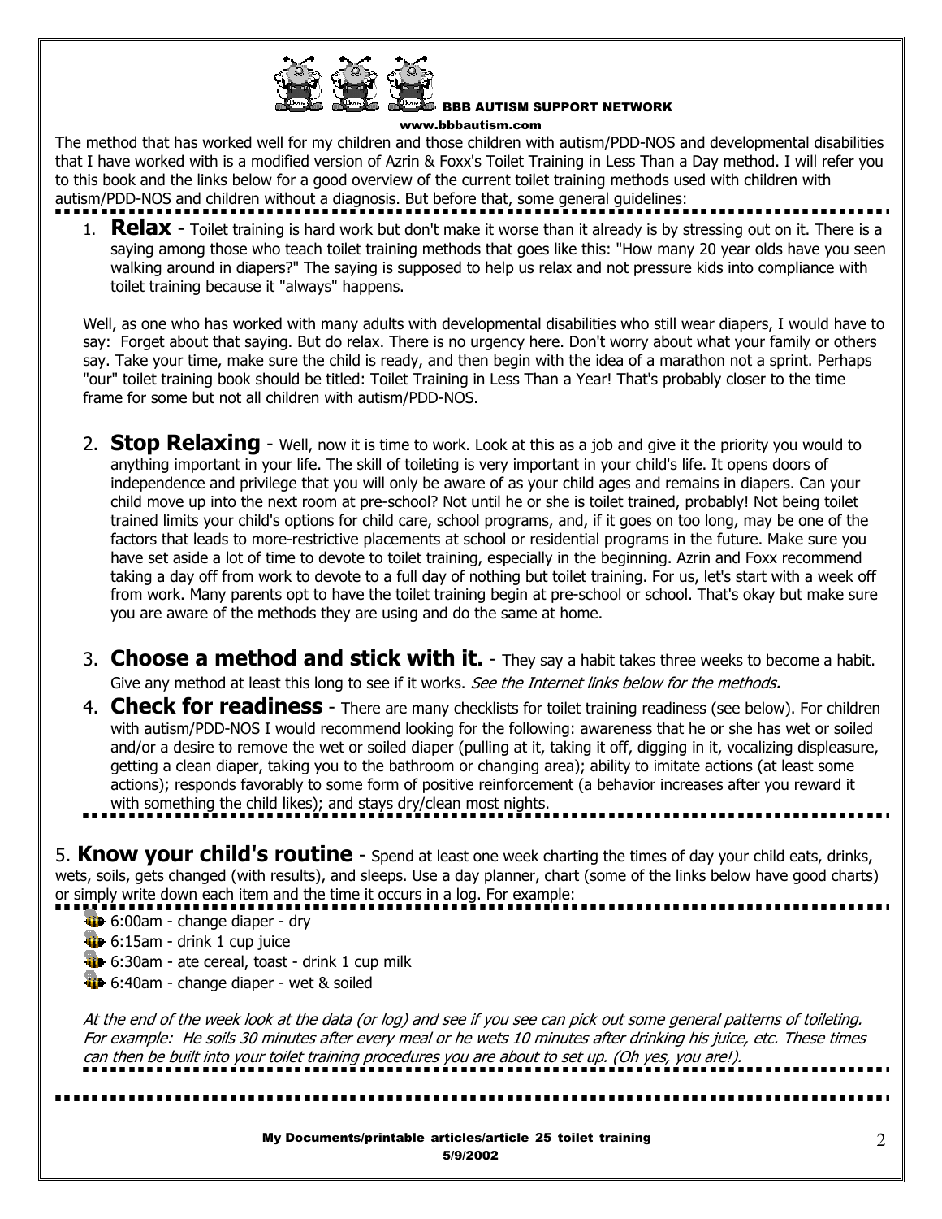BBB AUTISM SUPPORT NETWORK
www.bbbautism.com

The method that has worked well for my children and those children with autism/PDD-NOS and developmental disabilities that I have worked with is a modified version of Azrin & Foxx's Toilet Training in Less Than a Day method. I will refer you to this book and the links below for a good overview of the current toilet training methods used with children with autism/PDD-NOS and children without a diagnosis. But before that, some general guidelines:

1. **Relax** - Toilet training is hard work but don't make it worse than it already is by stressing out on it. There is a saying among those who teach toilet training methods that goes like this: "How many 20 year olds have you seen walking around in diapers?" The saying is supposed to help us relax and not pressure kids into compliance with toilet training because it "always" happens.

   Well, as one who has worked with many adults with developmental disabilities who still wear diapers, I would have to say: Forget about that saying. But do relax. There is no urgency here. Don't worry about what your family or others say. Take your time, make sure the child is ready, and then begin with the idea of a marathon not a sprint. Perhaps "our" toilet training book should be titled: Toilet Training in Less Than a Year! That's probably closer to the time frame for some but not all children with autism/PDD-NOS.

2. **Stop Relaxing** - Well, now it is time to work. Look at this as a job and give it the priority you would to anything important in your life. The skill of toileting is very important in your child's life. It opens doors of independence and privilege that you will only be aware of as your child ages and remains in diapers. Can your child move up into the next room at pre-school? Not until he or she is toilet trained, probably! Not being toilet trained limits your child's options for child care, school programs, and, if it goes on too long, may be one of the factors that leads to more-restrictive placements at school or residential programs in the future. Make sure you have set aside a lot of time to devote to toilet training, especially in the beginning. Azrin and Foxx recommend taking a day off from work to devote to a full day of nothing but toilet training. For us, let's start with a week off from work. Many parents opt to have the toilet training begin at pre-school or school. That's okay but make sure you are aware of the methods they are using and do the same at home.

3. **Choose a method and stick with it.** - They say a habit takes three weeks to become a habit. Give any method at least this long to see if it works. *See the Internet links below for the methods.*

4. **Check for readiness** - There are many checklists for toilet training readiness (see below). For children with autism/PDD-NOS I would recommend looking for the following: awareness that he or she has wet or soiled and/or a desire to remove the wet or soiled diaper (pulling at it, taking it off, digging in it, vocalizing displeasure, getting a clean diaper, taking you to the bathroom or changing area); ability to imitate actions (at least some actions); responds favorably to some form of positive reinforcement (a behavior increases after you reward it with something the child likes); and stays dry/clean most nights.

5. **Know your child's routine** - Spend at least one week charting the times of day your child eats, drinks, wets, soils, gets changed (with results), and sleeps. Use a day planner, chart (some of the links below have good charts) or simply write down each item and the time it occurs in a log. For example:

- 6:00am - change diaper - dry
- 6:15am - drink 1 cup juice
- 6:30am - ate cereal, toast - drink 1 cup milk
- 6:40am - change diaper - wet & soiled

*At the end of the week look at the data (or log) and see if you see can pick out some general patterns of toileting. For example: He soils 30 minutes after every meal or he wets 10 minutes after drinking his juice, etc. These times can then be built into your toilet training procedures you are about to set up. (Oh yes, you are!).*

My Documents/printable_articles/article_25_toilet_training
5/9/2002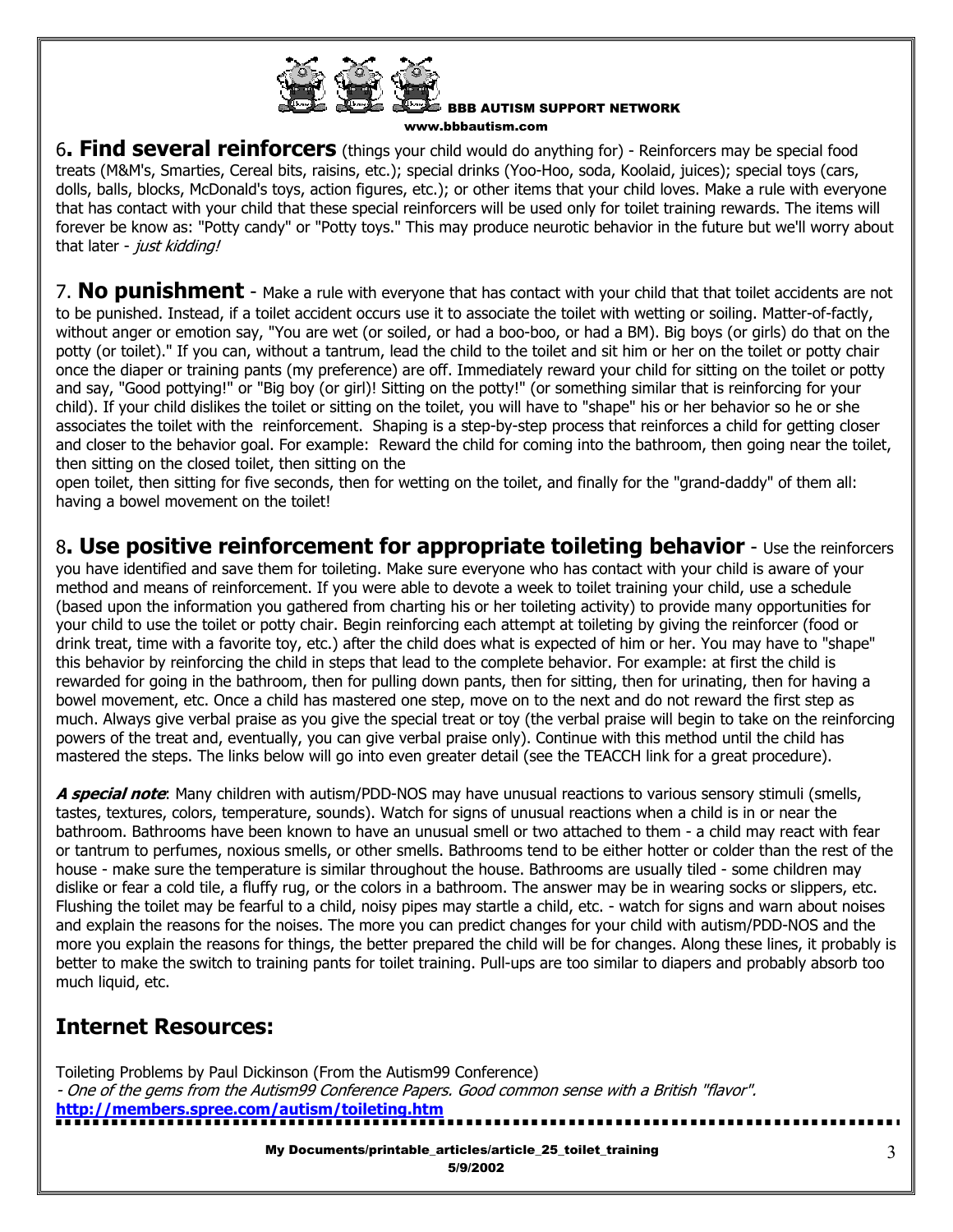6**. Find several reinforcers** (things your child would do anything for) - Reinforcers may be special food treats (M&M's, Smarties, Cereal bits, raisins, etc.); special drinks (Yoo-Hoo, soda, Koolaid, juices); special toys (cars, dolls, balls, blocks, McDonald's toys, action figures, etc.); or other items that your child loves. Make a rule with everyone that has contact with your child that these special reinforcers will be used only for toilet training rewards. The items will forever be know as: "Potty candy" or "Potty toys." This may produce neurotic behavior in the future but we'll worry about that later - *just kidding!*

7. **No punishment** - Make a rule with everyone that has contact with your child that that toilet accidents are not to be punished. Instead, if a toilet accident occurs use it to associate the toilet with wetting or soiling. Matter-of-factly, without anger or emotion say, "You are wet (or soiled, or had a boo-boo, or had a BM). Big boys (or girls) do that on the potty (or toilet)." If you can, without a tantrum, lead the child to the toilet and sit him or her on the toilet or potty chair once the diaper or training pants (my preference) are off. Immediately reward your child for sitting on the toilet or potty and say, "Good pottying!" or "Big boy (or girl)! Sitting on the potty!" (or something similar that is reinforcing for your child). If your child dislikes the toilet or sitting on the toilet, you will have to "shape" his or her behavior so he or she associates the toilet with the reinforcement. Shaping is a step-by-step process that reinforces a child for getting closer and closer to the behavior goal. For example: Reward the child for coming into the bathroom, then going near the toilet, then sitting on the closed toilet, then sitting on the open toilet, then sitting for five seconds, then for wetting on the toilet, and finally for the "grand-daddy" of them all: having a bowel movement on the toilet!

8**. Use positive reinforcement for appropriate toileting behavior** - Use the reinforcers you have identified and save them for toileting. Make sure everyone who has contact with your child is aware of your method and means of reinforcement. If you were able to devote a week to toilet training your child, use a schedule (based upon the information you gathered from charting his or her toileting activity) to provide many opportunities for your child to use the toilet or potty chair. Begin reinforcing each attempt at toileting by giving the reinforcer (food or drink treat, time with a favorite toy, etc.) after the child does what is expected of him or her. You may have to "shape" this behavior by reinforcing the child in steps that lead to the complete behavior. For example: at first the child is rewarded for going in the bathroom, then for pulling down pants, then for sitting, then for urinating, then for having a bowel movement, etc. Once a child has mastered one step, move on to the next and do not reward the first step as much. Always give verbal praise as you give the special treat or toy (the verbal praise will begin to take on the reinforcing powers of the treat and, eventually, you can give verbal praise only). Continue with this method until the child has mastered the steps. The links below will go into even greater detail (see the TEACCH link for a great procedure).

***A special note***: Many children with autism/PDD-NOS may have unusual reactions to various sensory stimuli (smells, tastes, textures, colors, temperature, sounds). Watch for signs of unusual reactions when a child is in or near the bathroom. Bathrooms have been known to have an unusual smell or two attached to them - a child may react with fear or tantrum to perfumes, noxious smells, or other smells. Bathrooms tend to be either hotter or colder than the rest of the house - make sure the temperature is similar throughout the house. Bathrooms are usually tiled - some children may dislike or fear a cold tile, a fluffy rug, or the colors in a bathroom. The answer may be in wearing socks or slippers, etc. Flushing the toilet may be fearful to a child, noisy pipes may startle a child, etc. - watch for signs and warn about noises and explain the reasons for the noises. The more you can predict changes for your child with autism/PDD-NOS and the more you explain the reasons for things, the better prepared the child will be for changes. Along these lines, it probably is better to make the switch to training pants for toilet training. Pull-ups are too similar to diapers and probably absorb too much liquid, etc.

## Internet Resources:

Toileting Problems by Paul Dickinson (From the Autism99 Conference)
*- One of the gems from the Autism99 Conference Papers. Good common sense with a British "flavor".*
**http://members.spree.com/autism/toileting.htm**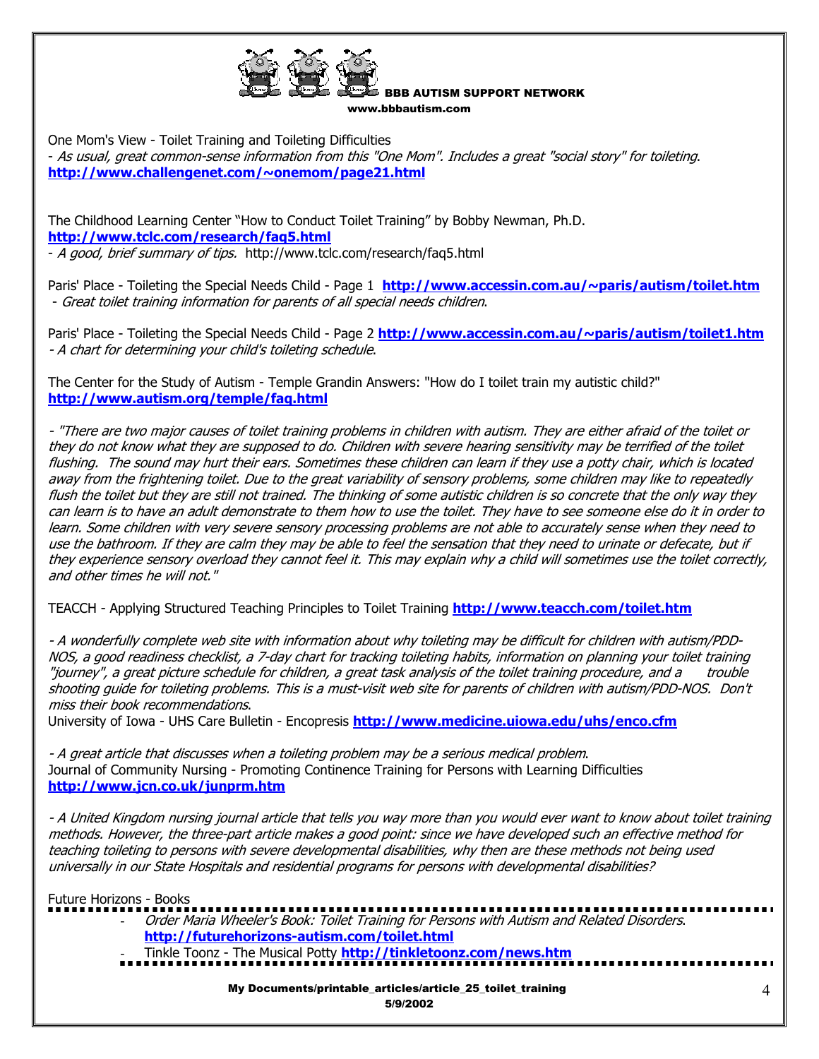One Mom's View - Toilet Training and Toileting Difficulties
- *As usual, great common-sense information from this "One Mom". Includes a great "social story" for toileting.*
**http://www.challengenet.com/~onemom/page21.html**

The Childhood Learning Center "How to Conduct Toilet Training" by Bobby Newman, Ph.D.
**http://www.tclc.com/research/faq5.html**
- *A good, brief summary of tips.* http://www.tclc.com/research/faq5.html

Paris' Place - Toileting the Special Needs Child - Page 1 **http://www.accessin.com.au/~paris/autism/toilet.htm**
- *Great toilet training information for parents of all special needs children.*

Paris' Place - Toileting the Special Needs Child - Page 2 **http://www.accessin.com.au/~paris/autism/toilet1.htm**
- *A chart for determining your child's toileting schedule.*

The Center for the Study of Autism - Temple Grandin Answers: "How do I toilet train my autistic child?"
**http://www.autism.org/temple/faq.html**

- *"There are two major causes of toilet training problems in children with autism. They are either afraid of the toilet or they do not know what they are supposed to do. Children with severe hearing sensitivity may be terrified of the toilet flushing. The sound may hurt their ears. Sometimes these children can learn if they use a potty chair, which is located away from the frightening toilet. Due to the great variability of sensory problems, some children may like to repeatedly flush the toilet but they are still not trained. The thinking of some autistic children is so concrete that the only way they can learn is to have an adult demonstrate to them how to use the toilet. They have to see someone else do it in order to learn. Some children with very severe sensory processing problems are not able to accurately sense when they need to use the bathroom. If they are calm they may be able to feel the sensation that they need to urinate or defecate, but if they experience sensory overload they cannot feel it. This may explain why a child will sometimes use the toilet correctly, and other times he will not."*

TEACCH - Applying Structured Teaching Principles to Toilet Training **http://www.teacch.com/toilet.htm**

- *A wonderfully complete web site with information about why toileting may be difficult for children with autism/PDD-NOS, a good readiness checklist, a 7-day chart for tracking toileting habits, information on planning your toilet training "journey", a great picture schedule for children, a great task analysis of the toilet training procedure, and a trouble shooting guide for toileting problems. This is a must-visit web site for parents of children with autism/PDD-NOS. Don't miss their book recommendations.*

University of Iowa - UHS Care Bulletin - Encopresis **http://www.medicine.uiowa.edu/uhs/enco.cfm**

- *A great article that discusses when a toileting problem may be a serious medical problem.*

Journal of Community Nursing - Promoting Continence Training for Persons with Learning Difficulties
**http://www.jcn.co.uk/junprm.htm**

- *A United Kingdom nursing journal article that tells you way more than you would ever want to know about toilet training methods. However, the three-part article makes a good point: since we have developed such an effective method for teaching toileting to persons with severe developmental disabilities, why then are these methods not being used universally in our State Hospitals and residential programs for persons with developmental disabilities?*

Future Horizons - Books

- *Order Maria Wheeler's Book: Toilet Training for Persons with Autism and Related Disorders.* **http://futurehorizons-autism.com/toilet.html**
- Tinkle Toonz - The Musical Potty **http://tinkletoonz.com/news.htm**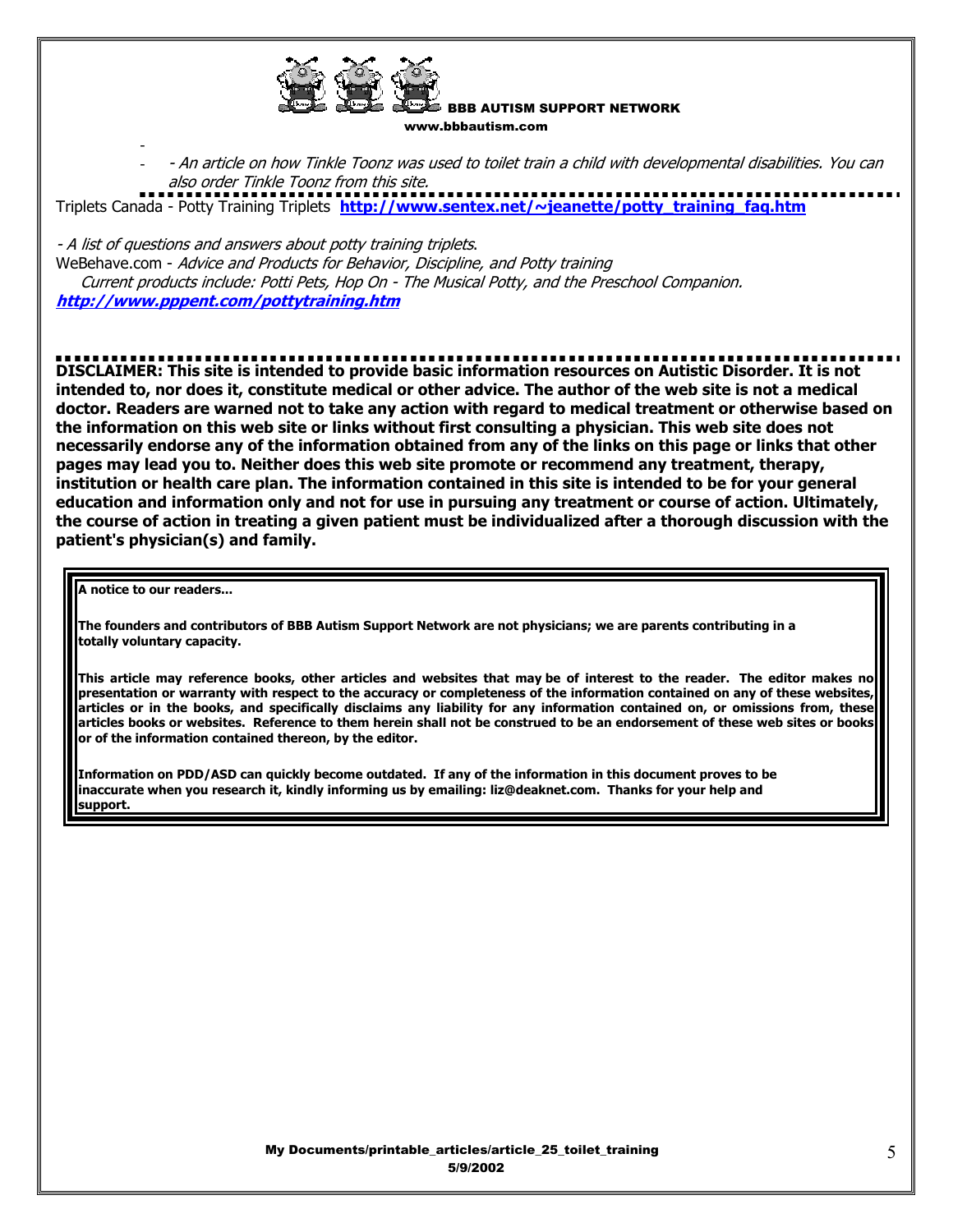- - An article on how Tinkle Toonz was used to toilet train a child with developmental disabilities. You can also order Tinkle Toonz from this site.

Triplets Canada - Potty Training Triplets **http://www.sentex.net/~jeanette/potty_training_faq.htm**

*- A list of questions and answers about potty training triplets.*

WeBehave.com - *Advice and Products for Behavior, Discipline, and Potty training*

*Current products include: Potti Pets, Hop On - The Musical Potty, and the Preschool Companion.*

***http://www.pppent.com/pottytraining.htm***

**DISCLAIMER: This site is intended to provide basic information resources on Autistic Disorder. It is not intended to, nor does it, constitute medical or other advice. The author of the web site is not a medical doctor. Readers are warned not to take any action with regard to medical treatment or otherwise based on the information on this web site or links without first consulting a physician. This web site does not necessarily endorse any of the information obtained from any of the links on this page or links that other pages may lead you to. Neither does this web site promote or recommend any treatment, therapy, institution or health care plan. The information contained in this site is intended to be for your general education and information only and not for use in pursuing any treatment or course of action. Ultimately, the course of action in treating a given patient must be individualized after a thorough discussion with the patient's physician(s) and family.**

**A notice to our readers...**

**The founders and contributors of BBB Autism Support Network are not physicians; we are parents contributing in a totally voluntary capacity.**

**This article may reference books, other articles and websites that may be of interest to the reader. The editor makes no presentation or warranty with respect to the accuracy or completeness of the information contained on any of these websites, articles or in the books, and specifically disclaims any liability for any information contained on, or omissions from, these articles books or websites. Reference to them herein shall not be construed to be an endorsement of these web sites or books or of the information contained thereon, by the editor.**

**Information on PDD/ASD can quickly become outdated. If any of the information in this document proves to be inaccurate when you research it, kindly informing us by emailing: liz@deaknet.com. Thanks for your help and support.**